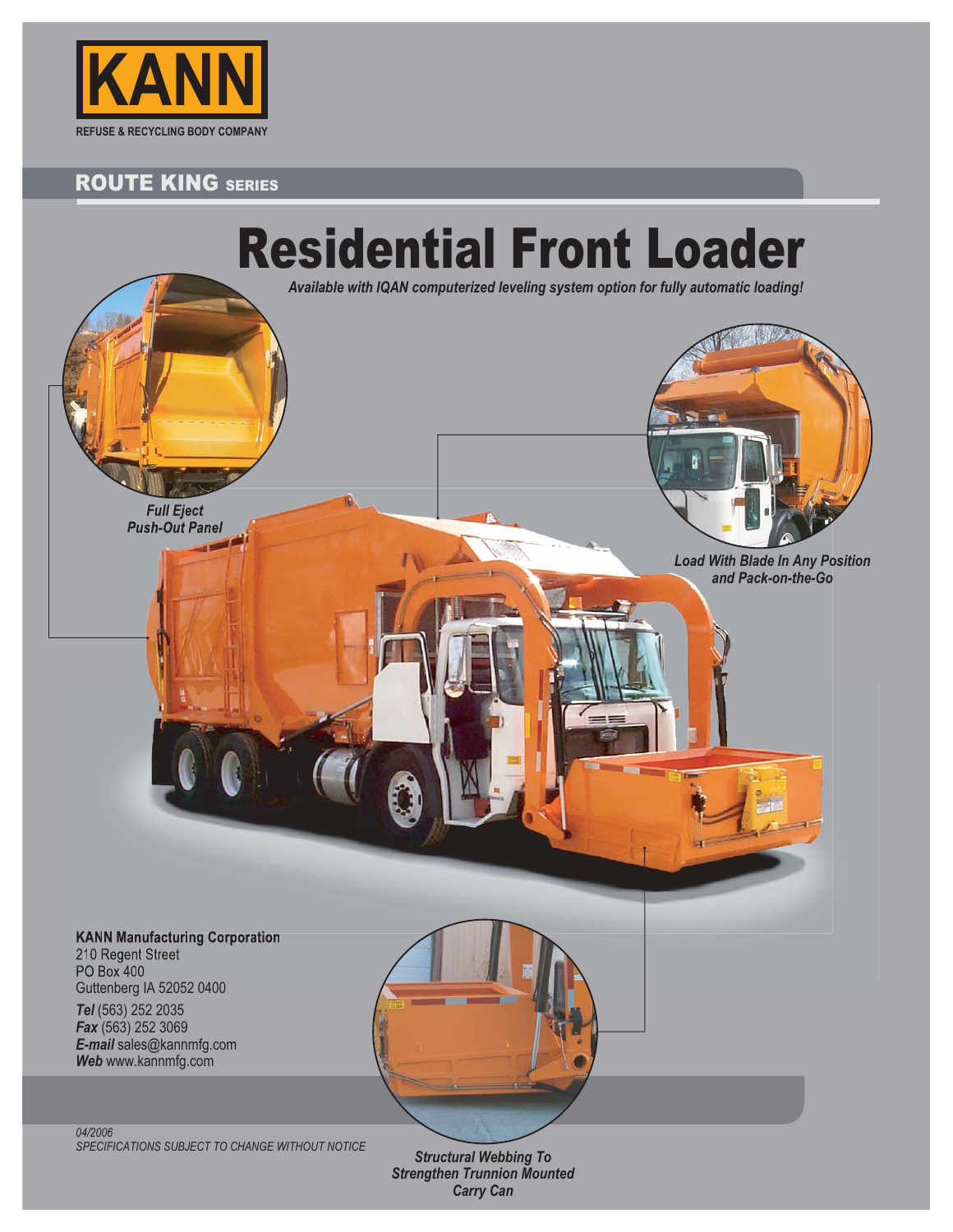KANN

REFUSE & RECYCLING BODY COMPANY

## ROUTE KING SERIES

# Residential Front Loader

*Available with IQAN computerized leveling system option for fully automatic loading!*

***Full Eject Push-Out Panel***

***Load With Blade In Any Position and Pack-on-the-Go***

***Structural Webbing To Strengthen Trunnion Mounted Carry Can***

**KANN Manufacturing Corporation**
210 Regent Street
PO Box 400
Guttenberg IA 52052 0400

***Tel*** (563) 252 2035
***Fax*** (563) 252 3069
***E-mail*** sales@kannmfg.com
***Web*** www.kannmfg.com

*04/2006*
*SPECIFICATIONS SUBJECT TO CHANGE WITHOUT NOTICE*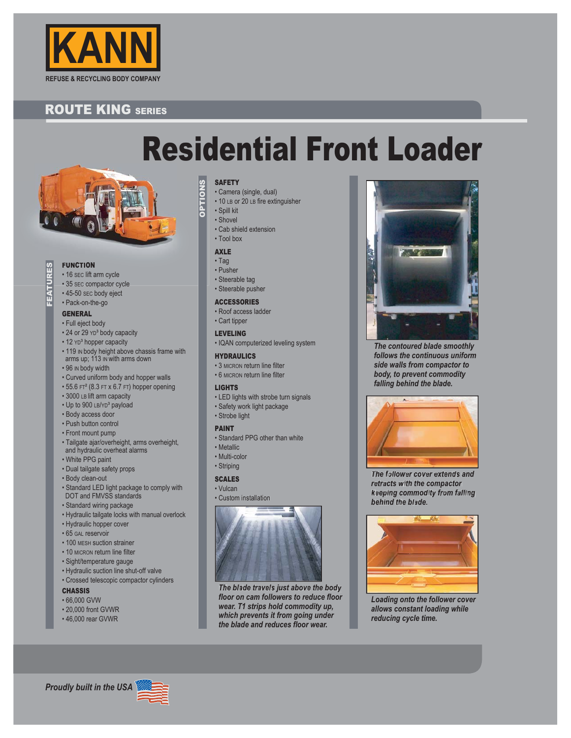# KANN

REFUSE & RECYCLING BODY COMPANY

## ROUTE KING SERIES

# Residential Front Loader

## FEATURES

### FUNCTION

- 16 SEC lift arm cycle
- 35 SEC compactor cycle
- 45-50 SEC body eject
- Pack-on-the-go

### GENERAL

- Full eject body
- 24 or 29 $YD^3$ body capacity
- 12 $YD^3$ hopper capacity
- 119 IN body height above chassis frame with arms up; 113 IN with arms down
- 96 IN body width
- Curved uniform body and hopper walls
- 55.6 $FT^2$ (8.3 FT x 6.7 FT) hopper opening
- 3000 LB lift arm capacity
- Up to 900 $LB/YD^3$ payload
- Body access door
- Push button control
- Front mount pump
- Tailgate ajar/overheight, arms overheight, and hydraulic overheat alarms
- White PPG paint
- Dual tailgate safety props
- Body clean-out
- Standard LED light package to comply with DOT and FMVSS standards
- Standard wiring package
- Hydraulic tailgate locks with manual overlock
- Hydraulic hopper cover
- 65 GAL reservoir
- 100 MESH suction strainer
- 10 MICRON return line filter
- Sight/temperature gauge
- Hydraulic suction line shut-off valve
- Crossed telescopic compactor cylinders

### CHASSIS

- 66,000 GVW
- 20,000 front GVWR
- 46,000 rear GVWR

## OPTIONS

### SAFETY

- Camera (single, dual)
- 10 LB or 20 LB fire extinguisher
- Spill kit
- Shovel
- Cab shield extension
- Tool box

### AXLE

- Tag
- Pusher
- Steerable tag
- Steerable pusher

### ACCESSORIES

- Roof access ladder
- Cart tipper

### LEVELING

- IQAN computerized leveling system

### HYDRAULICS

- 3 MICRON return line filter
- 6 MICRON return line filter

### LIGHTS

- LED lights with strobe turn signals
- Safety work light package
- Strobe light

### PAINT

- Standard PPG other than white
- Metallic
- Multi-color
- Striping

### SCALES

- Vulcan
- Custom installation

*The blade travels just above the body floor on cam followers to reduce floor wear. T1 strips hold commodity up, which prevents it from going under the blade and reduces floor wear.*

*The contoured blade smoothly follows the continuous uniform side walls from compactor to body, to prevent commodity falling behind the blade.*

*The follower cover extends and retracts with the compactor keeping commodity from falling behind the blade.*

*Loading onto the follower cover allows constant loading while reducing cycle time.*

*Proudly built in the USA*